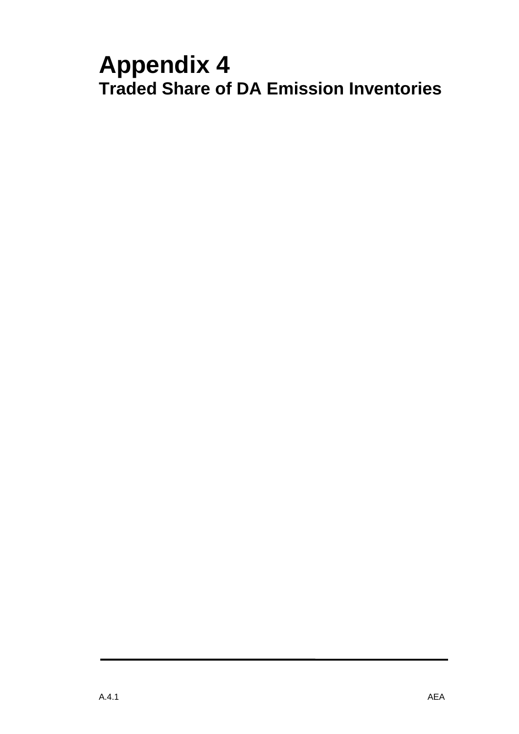# Appendix 4
## Traded Share of DA Emission Inventories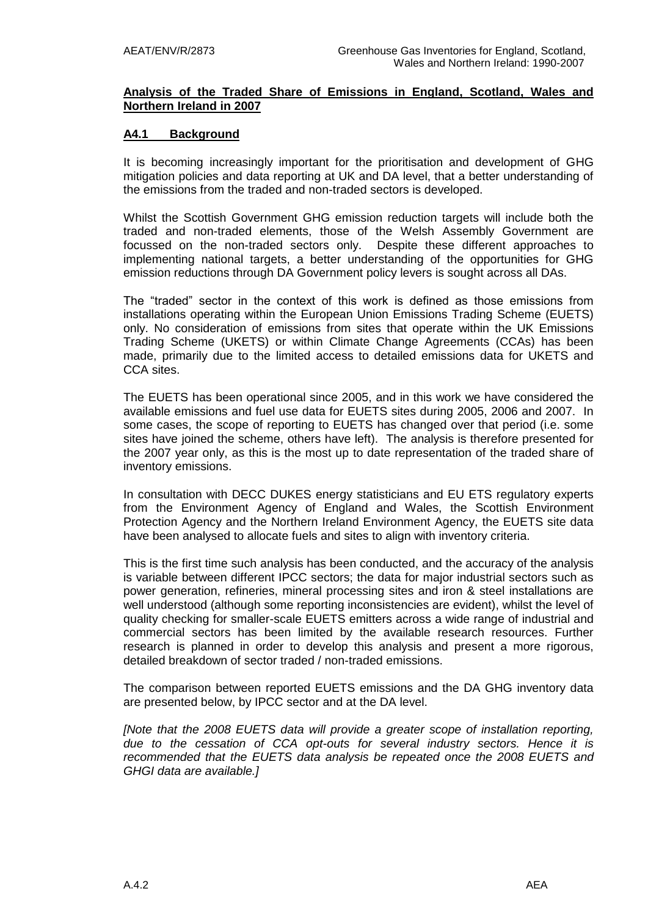## Analysis of the Traded Share of Emissions in England, Scotland, Wales and Northern Ireland in 2007

### A4.1 Background

It is becoming increasingly important for the prioritisation and development of GHG mitigation policies and data reporting at UK and DA level, that a better understanding of the emissions from the traded and non-traded sectors is developed.

Whilst the Scottish Government GHG emission reduction targets will include both the traded and non-traded elements, those of the Welsh Assembly Government are focussed on the non-traded sectors only. Despite these different approaches to implementing national targets, a better understanding of the opportunities for GHG emission reductions through DA Government policy levers is sought across all DAs.

The "traded" sector in the context of this work is defined as those emissions from installations operating within the European Union Emissions Trading Scheme (EUETS) only. No consideration of emissions from sites that operate within the UK Emissions Trading Scheme (UKETS) or within Climate Change Agreements (CCAs) has been made, primarily due to the limited access to detailed emissions data for UKETS and CCA sites.

The EUETS has been operational since 2005, and in this work we have considered the available emissions and fuel use data for EUETS sites during 2005, 2006 and 2007. In some cases, the scope of reporting to EUETS has changed over that period (i.e. some sites have joined the scheme, others have left). The analysis is therefore presented for the 2007 year only, as this is the most up to date representation of the traded share of inventory emissions.

In consultation with DECC DUKES energy statisticians and EU ETS regulatory experts from the Environment Agency of England and Wales, the Scottish Environment Protection Agency and the Northern Ireland Environment Agency, the EUETS site data have been analysed to allocate fuels and sites to align with inventory criteria.

This is the first time such analysis has been conducted, and the accuracy of the analysis is variable between different IPCC sectors; the data for major industrial sectors such as power generation, refineries, mineral processing sites and iron & steel installations are well understood (although some reporting inconsistencies are evident), whilst the level of quality checking for smaller-scale EUETS emitters across a wide range of industrial and commercial sectors has been limited by the available research resources. Further research is planned in order to develop this analysis and present a more rigorous, detailed breakdown of sector traded / non-traded emissions.

The comparison between reported EUETS emissions and the DA GHG inventory data are presented below, by IPCC sector and at the DA level.

*[Note that the 2008 EUETS data will provide a greater scope of installation reporting, due to the cessation of CCA opt-outs for several industry sectors. Hence it is recommended that the EUETS data analysis be repeated once the 2008 EUETS and GHGI data are available.]*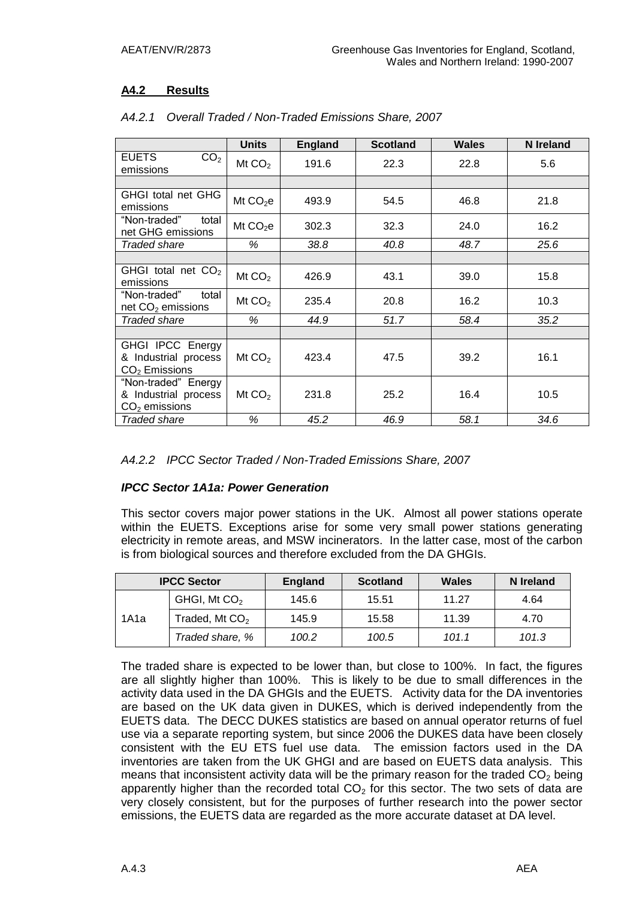## A4.2 Results

*A4.2.1 Overall Traded / Non-Traded Emissions Share, 2007*

| | Units | England | Scotland | Wales | N Ireland |
|---|---|---|---|---|---|
| EUETS $CO_2$ emissions | Mt $CO_2$ | 191.6 | 22.3 | 22.8 | 5.6 |
| | | | | | |
| GHGI total net GHG emissions | Mt $CO_2$e | 493.9 | 54.5 | 46.8 | 21.8 |
| "Non-traded" total net GHG emissions | Mt $CO_2$e | 302.3 | 32.3 | 24.0 | 16.2 |
| *Traded share* | *%* | *38.8* | *40.8* | *48.7* | *25.6* |
| | | | | | |
| GHGI total net $CO_2$ emissions | Mt $CO_2$ | 426.9 | 43.1 | 39.0 | 15.8 |
| "Non-traded" total net $CO_2$ emissions | Mt $CO_2$ | 235.4 | 20.8 | 16.2 | 10.3 |
| *Traded share* | *%* | *44.9* | *51.7* | *58.4* | *35.2* |
| | | | | | |
| GHGI IPCC Energy & Industrial process $CO_2$ Emissions | Mt $CO_2$ | 423.4 | 47.5 | 39.2 | 16.1 |
| "Non-traded" Energy & Industrial process $CO_2$ emissions | Mt $CO_2$ | 231.8 | 25.2 | 16.4 | 10.5 |
| *Traded share* | *%* | *45.2* | *46.9* | *58.1* | *34.6* |

*A4.2.2 IPCC Sector Traded / Non-Traded Emissions Share, 2007*

***IPCC Sector 1A1a: Power Generation***

This sector covers major power stations in the UK. Almost all power stations operate within the EUETS. Exceptions arise for some very small power stations generating electricity in remote areas, and MSW incinerators. In the latter case, most of the carbon is from biological sources and therefore excluded from the DA GHGIs.

| IPCC Sector | | England | Scotland | Wales | N Ireland |
|---|---|---|---|---|---|
| 1A1a | GHGI, Mt $CO_2$ | 145.6 | 15.51 | 11.27 | 4.64 |
| | Traded, Mt $CO_2$ | 145.9 | 15.58 | 11.39 | 4.70 |
| | *Traded share, %* | *100.2* | *100.5* | *101.1* | *101.3* |

The traded share is expected to be lower than, but close to 100%. In fact, the figures are all slightly higher than 100%. This is likely to be due to small differences in the activity data used in the DA GHGIs and the EUETS. Activity data for the DA inventories are based on the UK data given in DUKES, which is derived independently from the EUETS data. The DECC DUKES statistics are based on annual operator returns of fuel use via a separate reporting system, but since 2006 the DUKES data have been closely consistent with the EU ETS fuel use data. The emission factors used in the DA inventories are taken from the UK GHGI and are based on EUETS data analysis. This means that inconsistent activity data will be the primary reason for the traded $CO_2$ being apparently higher than the recorded total $CO_2$ for this sector. The two sets of data are very closely consistent, but for the purposes of further research into the power sector emissions, the EUETS data are regarded as the more accurate dataset at DA level.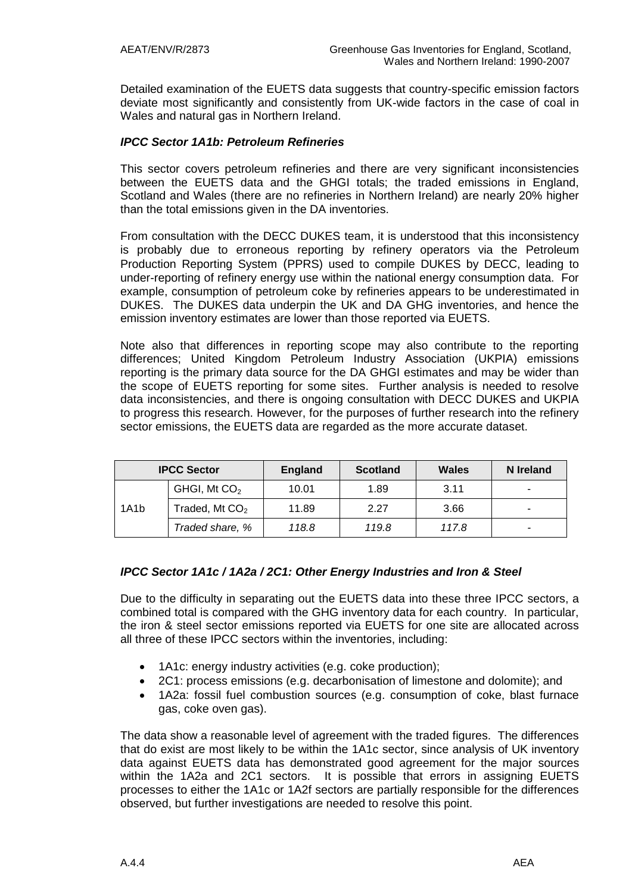Detailed examination of the EUETS data suggests that country-specific emission factors deviate most significantly and consistently from UK-wide factors in the case of coal in Wales and natural gas in Northern Ireland.

#### *IPCC Sector 1A1b: Petroleum Refineries*

This sector covers petroleum refineries and there are very significant inconsistencies between the EUETS data and the GHGI totals; the traded emissions in England, Scotland and Wales (there are no refineries in Northern Ireland) are nearly 20% higher than the total emissions given in the DA inventories.

From consultation with the DECC DUKES team, it is understood that this inconsistency is probably due to erroneous reporting by refinery operators via the Petroleum Production Reporting System (PPRS) used to compile DUKES by DECC, leading to under-reporting of refinery energy use within the national energy consumption data. For example, consumption of petroleum coke by refineries appears to be underestimated in DUKES. The DUKES data underpin the UK and DA GHG inventories, and hence the emission inventory estimates are lower than those reported via EUETS.

Note also that differences in reporting scope may also contribute to the reporting differences; United Kingdom Petroleum Industry Association (UKPIA) emissions reporting is the primary data source for the DA GHGI estimates and may be wider than the scope of EUETS reporting for some sites. Further analysis is needed to resolve data inconsistencies, and there is ongoing consultation with DECC DUKES and UKPIA to progress this research. However, for the purposes of further research into the refinery sector emissions, the EUETS data are regarded as the more accurate dataset.

| IPCC Sector | | England | Scotland | Wales | N Ireland |
|---|---|---|---|---|---|
| 1A1b | GHGI, Mt $CO_2$ | 10.01 | 1.89 | 3.11 | - |
| | Traded, Mt $CO_2$ | 11.89 | 2.27 | 3.66 | - |
| | *Traded share, %* | *118.8* | *119.8* | *117.8* | - |

#### *IPCC Sector 1A1c / 1A2a / 2C1: Other Energy Industries and Iron & Steel*

Due to the difficulty in separating out the EUETS data into these three IPCC sectors, a combined total is compared with the GHG inventory data for each country. In particular, the iron & steel sector emissions reported via EUETS for one site are allocated across all three of these IPCC sectors within the inventories, including:

- 1A1c: energy industry activities (e.g. coke production);
- 2C1: process emissions (e.g. decarbonisation of limestone and dolomite); and
- 1A2a: fossil fuel combustion sources (e.g. consumption of coke, blast furnace gas, coke oven gas).

The data show a reasonable level of agreement with the traded figures. The differences that do exist are most likely to be within the 1A1c sector, since analysis of UK inventory data against EUETS data has demonstrated good agreement for the major sources within the 1A2a and 2C1 sectors. It is possible that errors in assigning EUETS processes to either the 1A1c or 1A2f sectors are partially responsible for the differences observed, but further investigations are needed to resolve this point.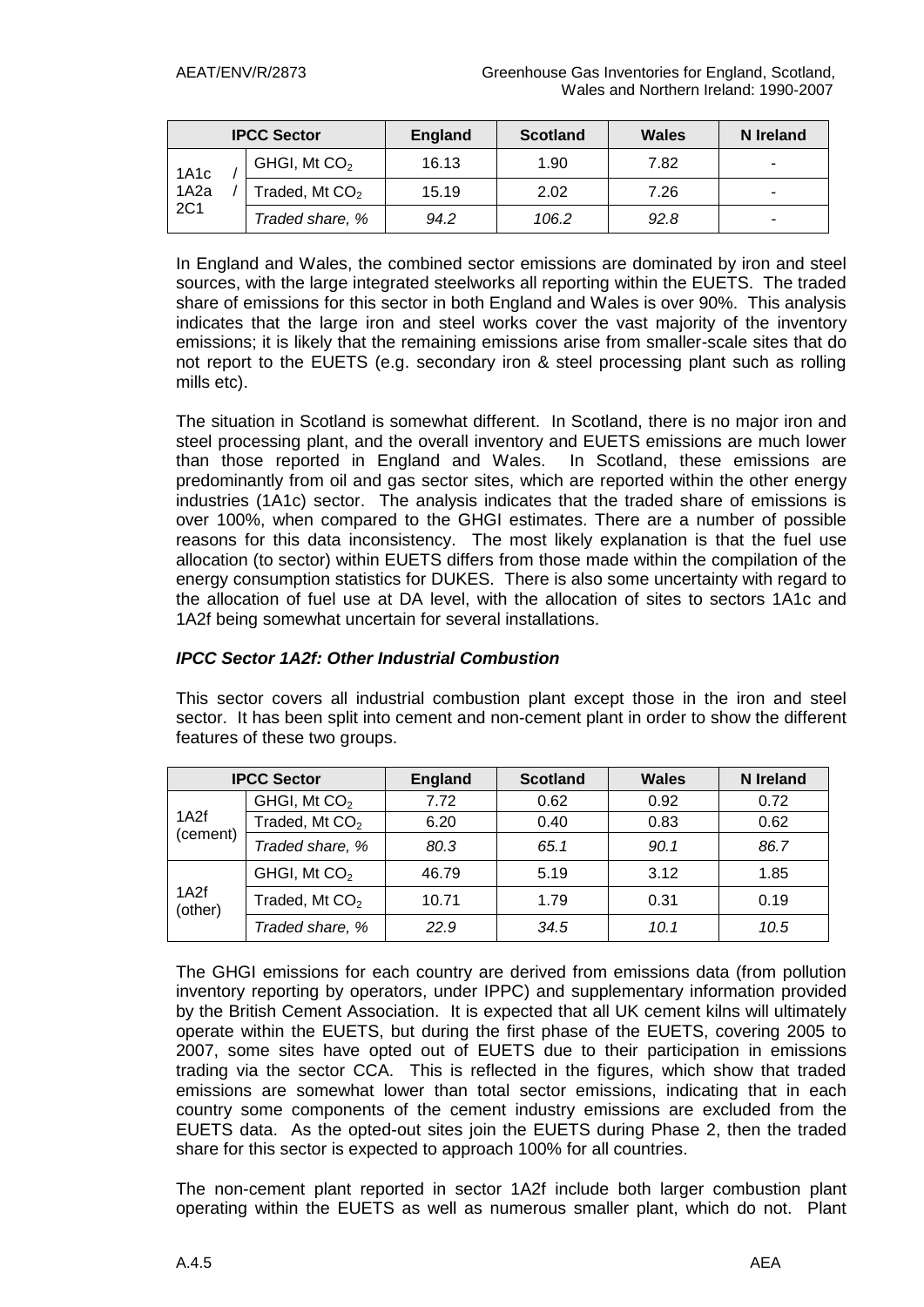| IPCC Sector | | England | Scotland | Wales | N Ireland |
|---|---|---|---|---|---|
| 1A1c / 1A2a / 2C1 | GHGI, Mt $CO_2$ | 16.13 | 1.90 | 7.82 | - |
| | Traded, Mt $CO_2$ | 15.19 | 2.02 | 7.26 | - |
| | *Traded share, %* | *94.2* | *106.2* | *92.8* | - |

In England and Wales, the combined sector emissions are dominated by iron and steel sources, with the large integrated steelworks all reporting within the EUETS. The traded share of emissions for this sector in both England and Wales is over 90%. This analysis indicates that the large iron and steel works cover the vast majority of the inventory emissions; it is likely that the remaining emissions arise from smaller-scale sites that do not report to the EUETS (e.g. secondary iron & steel processing plant such as rolling mills etc).

The situation in Scotland is somewhat different. In Scotland, there is no major iron and steel processing plant, and the overall inventory and EUETS emissions are much lower than those reported in England and Wales. In Scotland, these emissions are predominantly from oil and gas sector sites, which are reported within the other energy industries (1A1c) sector. The analysis indicates that the traded share of emissions is over 100%, when compared to the GHGI estimates. There are a number of possible reasons for this data inconsistency. The most likely explanation is that the fuel use allocation (to sector) within EUETS differs from those made within the compilation of the energy consumption statistics for DUKES. There is also some uncertainty with regard to the allocation of fuel use at DA level, with the allocation of sites to sectors 1A1c and 1A2f being somewhat uncertain for several installations.

### *IPCC Sector 1A2f: Other Industrial Combustion*

This sector covers all industrial combustion plant except those in the iron and steel sector. It has been split into cement and non-cement plant in order to show the different features of these two groups.

| IPCC Sector | | England | Scotland | Wales | N Ireland |
|---|---|---|---|---|---|
| 1A2f (cement) | GHGI, Mt $CO_2$ | 7.72 | 0.62 | 0.92 | 0.72 |
| | Traded, Mt $CO_2$ | 6.20 | 0.40 | 0.83 | 0.62 |
| | *Traded share, %* | *80.3* | *65.1* | *90.1* | *86.7* |
| 1A2f (other) | GHGI, Mt $CO_2$ | 46.79 | 5.19 | 3.12 | 1.85 |
| | Traded, Mt $CO_2$ | 10.71 | 1.79 | 0.31 | 0.19 |
| | *Traded share, %* | *22.9* | *34.5* | *10.1* | *10.5* |

The GHGI emissions for each country are derived from emissions data (from pollution inventory reporting by operators, under IPPC) and supplementary information provided by the British Cement Association. It is expected that all UK cement kilns will ultimately operate within the EUETS, but during the first phase of the EUETS, covering 2005 to 2007, some sites have opted out of EUETS due to their participation in emissions trading via the sector CCA. This is reflected in the figures, which show that traded emissions are somewhat lower than total sector emissions, indicating that in each country some components of the cement industry emissions are excluded from the EUETS data. As the opted-out sites join the EUETS during Phase 2, then the traded share for this sector is expected to approach 100% for all countries.

The non-cement plant reported in sector 1A2f include both larger combustion plant operating within the EUETS as well as numerous smaller plant, which do not. Plant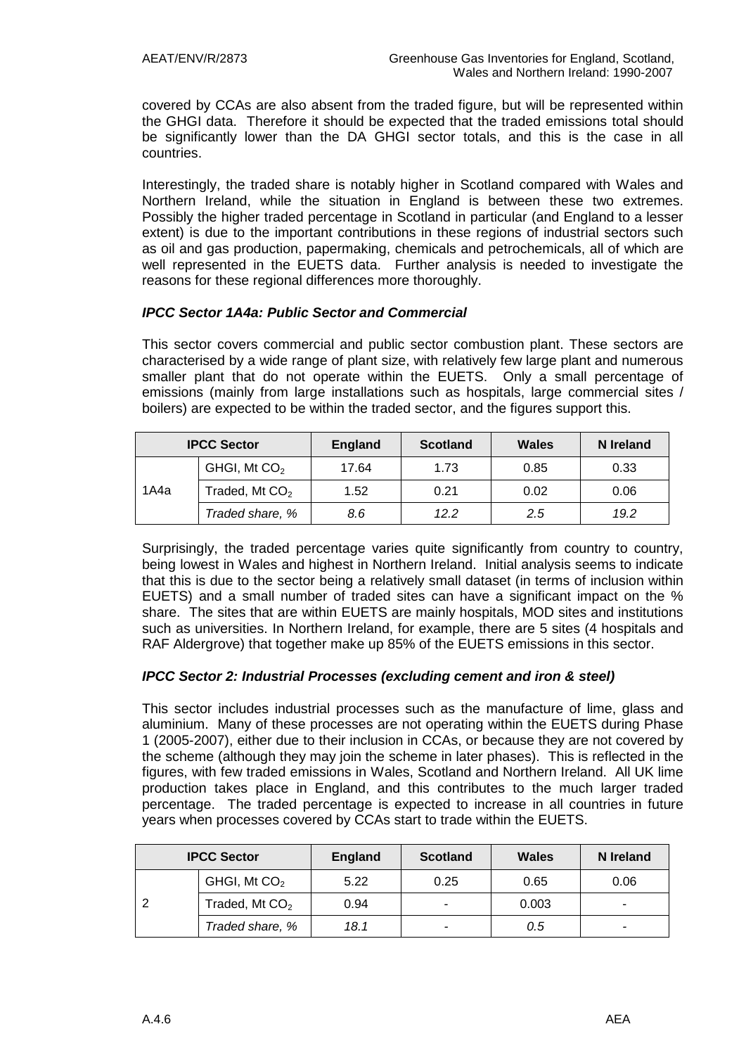covered by CCAs are also absent from the traded figure, but will be represented within the GHGI data. Therefore it should be expected that the traded emissions total should be significantly lower than the DA GHGI sector totals, and this is the case in all countries.

Interestingly, the traded share is notably higher in Scotland compared with Wales and Northern Ireland, while the situation in England is between these two extremes. Possibly the higher traded percentage in Scotland in particular (and England to a lesser extent) is due to the important contributions in these regions of industrial sectors such as oil and gas production, papermaking, chemicals and petrochemicals, all of which are well represented in the EUETS data. Further analysis is needed to investigate the reasons for these regional differences more thoroughly.

### *IPCC Sector 1A4a: Public Sector and Commercial*

This sector covers commercial and public sector combustion plant. These sectors are characterised by a wide range of plant size, with relatively few large plant and numerous smaller plant that do not operate within the EUETS. Only a small percentage of emissions (mainly from large installations such as hospitals, large commercial sites / boilers) are expected to be within the traded sector, and the figures support this.

| IPCC Sector | | England | Scotland | Wales | N Ireland |
|---|---|---|---|---|---|
| 1A4a | GHGI, Mt $CO_2$ | 17.64 | 1.73 | 0.85 | 0.33 |
| | Traded, Mt $CO_2$ | 1.52 | 0.21 | 0.02 | 0.06 |
| | *Traded share, %* | *8.6* | *12.2* | *2.5* | *19.2* |

Surprisingly, the traded percentage varies quite significantly from country to country, being lowest in Wales and highest in Northern Ireland. Initial analysis seems to indicate that this is due to the sector being a relatively small dataset (in terms of inclusion within EUETS) and a small number of traded sites can have a significant impact on the % share. The sites that are within EUETS are mainly hospitals, MOD sites and institutions such as universities. In Northern Ireland, for example, there are 5 sites (4 hospitals and RAF Aldergrove) that together make up 85% of the EUETS emissions in this sector.

### *IPCC Sector 2: Industrial Processes (excluding cement and iron & steel)*

This sector includes industrial processes such as the manufacture of lime, glass and aluminium. Many of these processes are not operating within the EUETS during Phase 1 (2005-2007), either due to their inclusion in CCAs, or because they are not covered by the scheme (although they may join the scheme in later phases). This is reflected in the figures, with few traded emissions in Wales, Scotland and Northern Ireland. All UK lime production takes place in England, and this contributes to the much larger traded percentage. The traded percentage is expected to increase in all countries in future years when processes covered by CCAs start to trade within the EUETS.

| IPCC Sector | | England | Scotland | Wales | N Ireland |
|---|---|---|---|---|---|
| 2 | GHGI, Mt $CO_2$ | 5.22 | 0.25 | 0.65 | 0.06 |
| | Traded, Mt $CO_2$ | 0.94 | - | 0.003 | - |
| | *Traded share, %* | *18.1* | - | *0.5* | - |